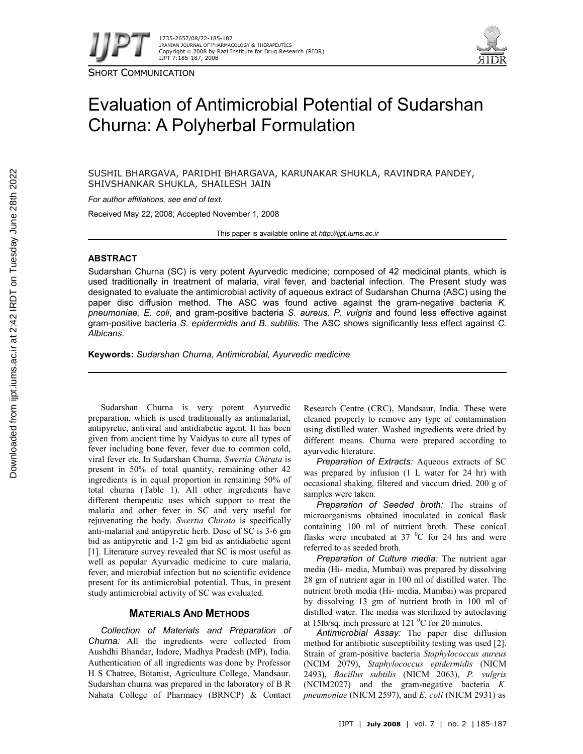SHORT COMMUNICATION

# Evaluation of Antimicrobial Potential of Sudarshan Churna: A Polyherbal Formulation

SUSHIL BHARGAVA, PARIDHI BHARGAVA, KARUNAKAR SHUKLA, RAVINDRA PANDEY, SHIVSHANKAR SHUKLA, SHAILESH JAIN

*For author affiliations, see end of text.*

Received May 22, 2008; Accepted November 1, 2008

This paper is available online at *http://ijpt.iums.ac.ir*

## ABSTRACT

Sudarshan Churna (SC) is very potent Ayurvedic medicine; composed of 42 medicinal plants, which is used traditionally in treatment of malaria, viral fever, and bacterial infection. The Present study was designated to evaluate the antimicrobial activity of aqueous extract of Sudarshan Churna (ASC) using the paper disc diffusion method. The ASC was found active against the gram-negative bacteria *K. pneumoniae, E. coli*, and gram-positive bacteria *S. aureus, P. vulgris* and found less effective against gram-positive bacteria *S. epidermidis and B. subtilis.* The ASC shows significantly less effect against *C. Albicans*.

**Keywords:** *Sudarshan Churna, Antimicrobial, Ayurvedic medicine*

Sudarshan Churna is very potent Ayurvedic preparation, which is used traditionally as antimalarial, antipyretic, antiviral and antidiabetic agent. It has been given from ancient time by Vaidyas to cure all types of fever including bone fever, fever due to common cold, viral fever etc. In Sudarshan Churna, *Swertia Chirata* is present in 50% of total quantity, remaining other 42 ingredients is in equal proportion in remaining 50% of total churna (Table 1). All other ingredients have different therapeutic uses which support to treat the malaria and other fever in SC and very useful for rejuvenating the body. *Swertia Chirata* is specifically anti-malarial and antipyretic herb. Dose of SC is 3-6 gm bid as antipyretic and 1-2 gm bid as antidiabetic agent [1]. Literature survey revealed that SC is most useful as well as popular Ayurvadic medicine to cure malaria, fever, and microbial infection but no scientific evidence present for its antimicrobial potential. Thus, in present study antimicrobial activity of SC was evaluated.

## MATERIALS AND METHODS

*Collection of Materials and Preparation of Churna:* All the ingredients were collected from Aushdhi Bhandar, Indore, Madhya Pradesh (MP), India. Authentication of all ingredients was done by Professor H S Chatree, Botanist, Agriculture College, Mandsaur. Sudarshan churna was prepared in the laboratory of B R Nahata College of Pharmacy (BRNCP) & Contact Research Centre (CRC), Mandsaur, India. These were cleaned properly to remove any type of contamination using distilled water. Washed ingredients were dried by different means. Churna were prepared according to ayurvedic literature.

*Preparation of Extracts:* Aqueous extracts of SC was prepared by infusion (1 L water for 24 hr) with occasional shaking, filtered and vaccum dried. 200 g of samples were taken.

*Preparation of Seeded broth:* The strains of microorganisms obtained inoculated in conical flask containing 100 ml of nutrient broth. These conical flasks were incubated at 37 $^{0}$C for 24 hrs and were referred to as seeded broth.

*Preparation of Culture media:* The nutrient agar media (Hi- media, Mumbai) was prepared by dissolving 28 gm of nutrient agar in 100 ml of distilled water. The nutrient broth media (Hi- media, Mumbai) was prepared by dissolving 13 gm of nutrient broth in 100 ml of distilled water. The media was sterilized by autoclaving at 15lb/sq. inch pressure at 121 $^{0}$C for 20 minutes.

*Antimicrobial Assay:* The paper disc diffusion method for antibiotic susceptibility testing was used [2]. Strain of gram-positive bacteria *Staphylococcus aureus* (NCIM 2079), *Staphylococcus epidermidis* (NICM 2493), *Bacillus subtilis* (NICM 2063), *P. vulgris* (NCIM2027) and the gram-negative bacteria *K. pneumoniae* (NICM 2597), and *E. coli* (NICM 2931) as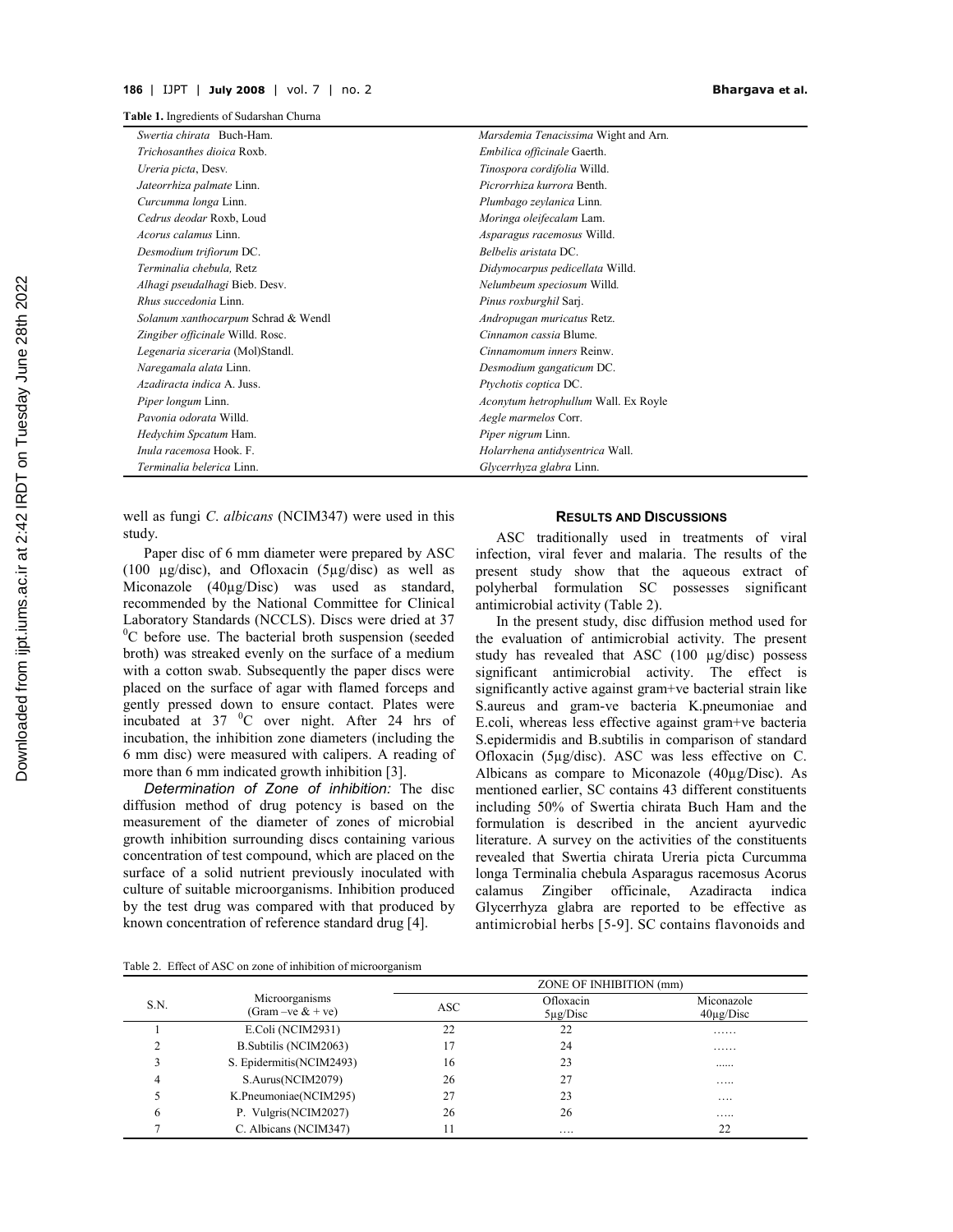**Table 1.** Ingredients of Sudarshan Churna

| | |
|---|---|
| *Swertia chirata* Buch-Ham. | *Marsdemia Tenacissima* Wight and Arn. |
| *Trichosanthes dioica* Roxb. | *Embilica officinale* Gaerth. |
| *Ureria picta*, Desv. | *Tinospora cordifolia* Willd. |
| *Jateorrhiza palmate* Linn. | *Picrorrhiza kurrora* Benth. |
| *Curcumma longa* Linn. | *Plumbago zeylanica* Linn. |
| *Cedrus deodar* Roxb, Loud | *Moringa oleifecalam* Lam. |
| *Acorus calamus* Linn. | *Asparagus racemosus* Willd. |
| *Desmodium trifiorum* DC. | *Belbelis aristata* DC. |
| *Terminalia chebula,* Retz | *Didymocarpus pedicellata* Willd. |
| *Alhagi pseudalhagi* Bieb. Desv. | *Nelumbeum speciosum* Willd. |
| *Rhus succedonia* Linn. | *Pinus roxburghil* Sarj. |
| *Solanum xanthocarpum* Schrad & Wendl | *Andropugan muricatus* Retz. |
| *Zingiber officinale* Willd. Rosc. | *Cinnamon cassia* Blume. |
| *Legenaria siceraria* (Mol)Standl. | *Cinnamomum inners* Reinw. |
| *Naregamala alata* Linn. | *Desmodium gangaticum* DC. |
| *Azadiracta indica* A. Juss. | *Ptychotis coptica* DC. |
| *Piper longum* Linn. | *Aconytum hetrophullum* Wall. Ex Royle |
| *Pavonia odorata* Willd. | *Aegle marmelos* Corr. |
| *Hedychim Spcatum* Ham. | *Piper nigrum* Linn. |
| *Inula racemosa* Hook. F. | *Holarrhena antidysentrica* Wall. |
| *Terminalia belerica* Linn. | *Glycerrhyza glabra* Linn. |

well as fungi *C. albicans* (NCIM347) were used in this study.

Paper disc of 6 mm diameter were prepared by ASC (100 µg/disc), and Ofloxacin (5µg/disc) as well as Miconazole (40µg/Disc) was used as standard, recommended by the National Committee for Clinical Laboratory Standards (NCCLS). Discs were dried at 37 $^{0}$C before use. The bacterial broth suspension (seeded broth) was streaked evenly on the surface of a medium with a cotton swab. Subsequently the paper discs were placed on the surface of agar with flamed forceps and gently pressed down to ensure contact. Plates were incubated at 37 $^{0}$C over night. After 24 hrs of incubation, the inhibition zone diameters (including the 6 mm disc) were measured with calipers. A reading of more than 6 mm indicated growth inhibition [3].

*Determination of Zone of inhibition:* The disc diffusion method of drug potency is based on the measurement of the diameter of zones of microbial growth inhibition surrounding discs containing various concentration of test compound, which are placed on the surface of a solid nutrient previously inoculated with culture of suitable microorganisms. Inhibition produced by the test drug was compared with that produced by known concentration of reference standard drug [4].

## RESULTS AND DISCUSSIONS

ASC traditionally used in treatments of viral infection, viral fever and malaria. The results of the present study show that the aqueous extract of polyherbal formulation SC possesses significant antimicrobial activity (Table 2).

In the present study, disc diffusion method used for the evaluation of antimicrobial activity. The present study has revealed that ASC (100 µg/disc) possess significant antimicrobial activity. The effect is significantly active against gram+ve bacterial strain like S.aureus and gram-ve bacteria K.pneumoniae and E.coli, whereas less effective against gram+ve bacteria S.epidermidis and B.subtilis in comparison of standard Ofloxacin (5µg/disc). ASC was less effective on C. Albicans as compare to Miconazole (40µg/Disc). As mentioned earlier, SC contains 43 different constituents including 50% of Swertia chirata Buch Ham and the formulation is described in the ancient ayurvedic literature. A survey on the activities of the constituents revealed that Swertia chirata Ureria picta Curcumma longa Terminalia chebula Asparagus racemosus Acorus calamus Zingiber officinale, Azadiracta indica Glycerrhyza glabra are reported to be effective as antimicrobial herbs [5-9]. SC contains flavonoids and

Table 2. Effect of ASC on zone of inhibition of microorganism

| S.N. | Microorganisms (Gram –ve & + ve) | ZONE OF INHIBITION (mm) | | |
|---|---|---|---|---|
| | | ASC | Ofloxacin 5µg/Disc | Miconazole 40µg/Disc |
| 1 | E.Coli (NCIM2931) | 22 | 22 | …… |
| 2 | B.Subtilis (NCIM2063) | 17 | 24 | …… |
| 3 | S. Epidermitis(NCIM2493) | 16 | 23 | ...... |
| 4 | S.Aurus(NCIM2079) | 26 | 27 | ….. |
| 5 | K.Pneumoniae(NCIM295) | 27 | 23 | …. |
| 6 | P. Vulgris(NCIM2027) | 26 | 26 | ….. |
| 7 | C. Albicans (NCIM347) | 11 | …. | 22 |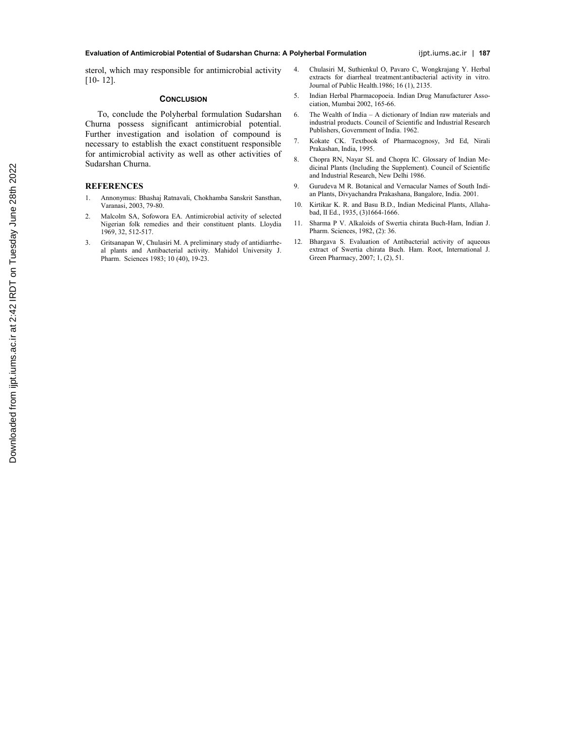sterol, which may responsible for antimicrobial activity [10- 12].

## Conclusion

To, conclude the Polyherbal formulation Sudarshan Churna possess significant antimicrobial potential. Further investigation and isolation of compound is necessary to establish the exact constituent responsible for antimicrobial activity as well as other activities of Sudarshan Churna.

## REFERENCES

1. Annonymus: Bhashaj Ratnavali, Chokhamba Sanskrit Sansthan, Varanasi, 2003, 79-80.
2. Malcolm SA, Sofowora EA. Antimicrobial activity of selected Nigerian folk remedies and their constituent plants. Lloydia 1969, 32, 512-517.
3. Gritsanapan W, Chulasiri M. A preliminary study of antidiarrheal plants and Antibacterial activity. Mahidol University J. Pharm. Sciences 1983; 10 (40), 19-23.
4. Chulasiri M, Suthienkul O, Pavaro C, Wongkrajang Y. Herbal extracts for diarrheal treatment:antibacterial activity in vitro. Journal of Public Health.1986; 16 (1), 2135.
5. Indian Herbal Pharmacopoeia. Indian Drug Manufacturer Association, Mumbai 2002, 165-66.
6. The Wealth of India – A dictionary of Indian raw materials and industrial products. Council of Scientific and Industrial Research Publishers, Government of India. 1962.
7. Kokate CK. Textbook of Pharmacognosy, 3rd Ed, Nirali Prakashan, India, 1995.
8. Chopra RN, Nayar SL and Chopra IC. Glossary of Indian Medicinal Plants (Including the Supplement). Council of Scientific and Industrial Research, New Delhi 1986.
9. Gurudeva M R. Botanical and Vernacular Names of South Indian Plants, Divyachandra Prakashana, Bangalore, India. 2001.
10. Kirtikar K. R. and Basu B.D., Indian Medicinal Plants, Allahabad, II Ed., 1935, (3)1664-1666.
11. Sharma P V. Alkaloids of Swertia chirata Buch-Ham, Indian J. Pharm. Sciences, 1982, (2): 36.
12. Bhargava S. Evaluation of Antibacterial activity of aqueous extract of Swertia chirata Buch. Ham. Root, International J. Green Pharmacy, 2007; 1, (2), 51.